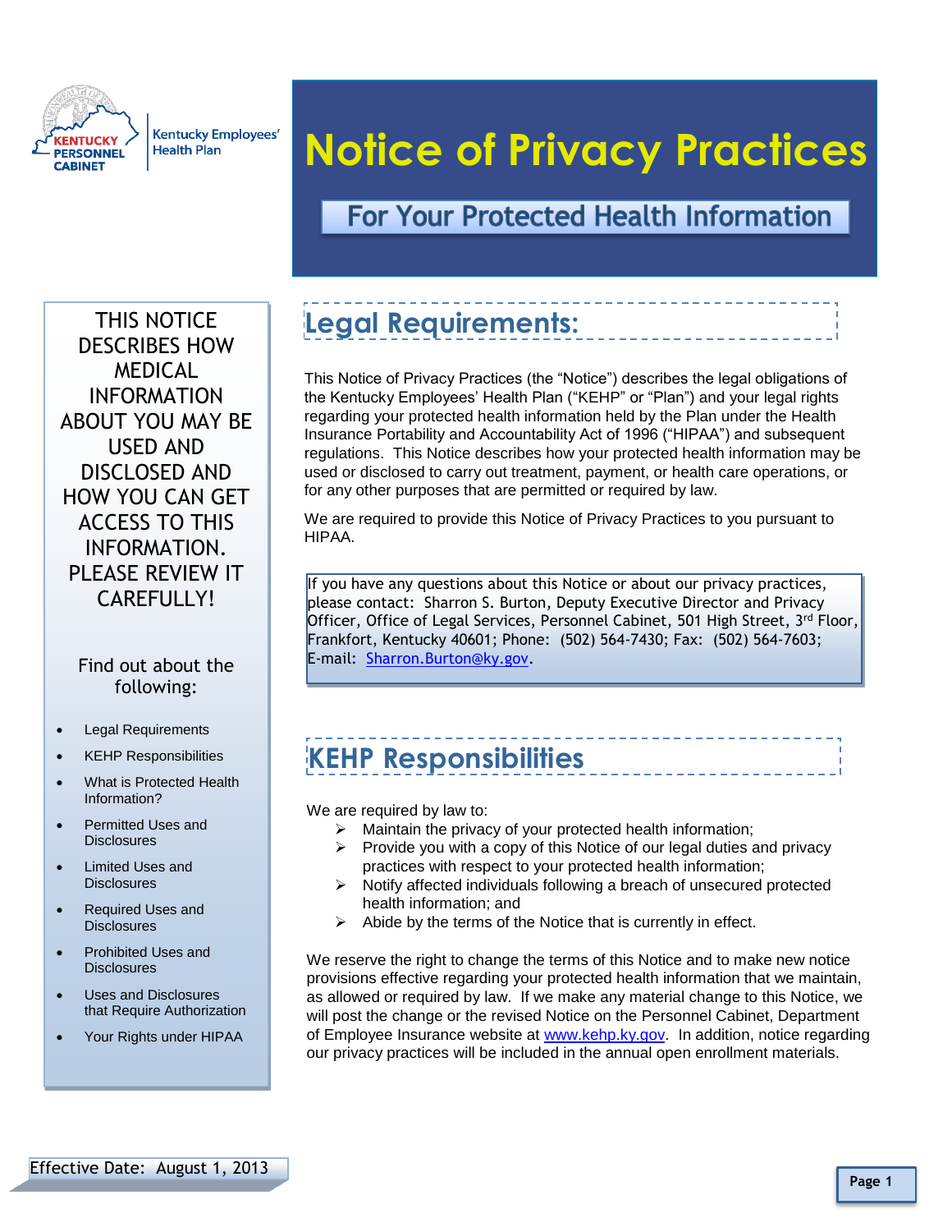Kentucky Personnel Cabinet | Kentucky Employees' Health Plan

# Notice of Privacy Practices

## For Your Protected Health Information

THIS NOTICE DESCRIBES HOW MEDICAL INFORMATION ABOUT YOU MAY BE USED AND DISCLOSED AND HOW YOU CAN GET ACCESS TO THIS INFORMATION. PLEASE REVIEW IT CAREFULLY!

Find out about the following:

- Legal Requirements
- KEHP Responsibilities
- What is Protected Health Information?
- Permitted Uses and Disclosures
- Limited Uses and Disclosures
- Required Uses and Disclosures
- Prohibited Uses and Disclosures
- Uses and Disclosures that Require Authorization
- Your Rights under HIPAA

Effective Date: August 1, 2013

## Legal Requirements:

This Notice of Privacy Practices (the "Notice") describes the legal obligations of the Kentucky Employees' Health Plan ("KEHP" or "Plan") and your legal rights regarding your protected health information held by the Plan under the Health Insurance Portability and Accountability Act of 1996 ("HIPAA") and subsequent regulations. This Notice describes how your protected health information may be used or disclosed to carry out treatment, payment, or health care operations, or for any other purposes that are permitted or required by law.

We are required to provide this Notice of Privacy Practices to you pursuant to HIPAA.

If you have any questions about this Notice or about our privacy practices, please contact: Sharron S. Burton, Deputy Executive Director and Privacy Officer, Office of Legal Services, Personnel Cabinet, 501 High Street, 3rd Floor, Frankfort, Kentucky 40601; Phone: (502) 564-7430; Fax: (502) 564-7603; E-mail: Sharron.Burton@ky.gov.

## KEHP Responsibilities

We are required by law to:

- Maintain the privacy of your protected health information;
- Provide you with a copy of this Notice of our legal duties and privacy practices with respect to your protected health information;
- Notify affected individuals following a breach of unsecured protected health information; and
- Abide by the terms of the Notice that is currently in effect.

We reserve the right to change the terms of this Notice and to make new notice provisions effective regarding your protected health information that we maintain, as allowed or required by law. If we make any material change to this Notice, we will post the change or the revised Notice on the Personnel Cabinet, Department of Employee Insurance website at www.kehp.ky.gov. In addition, notice regarding our privacy practices will be included in the annual open enrollment materials.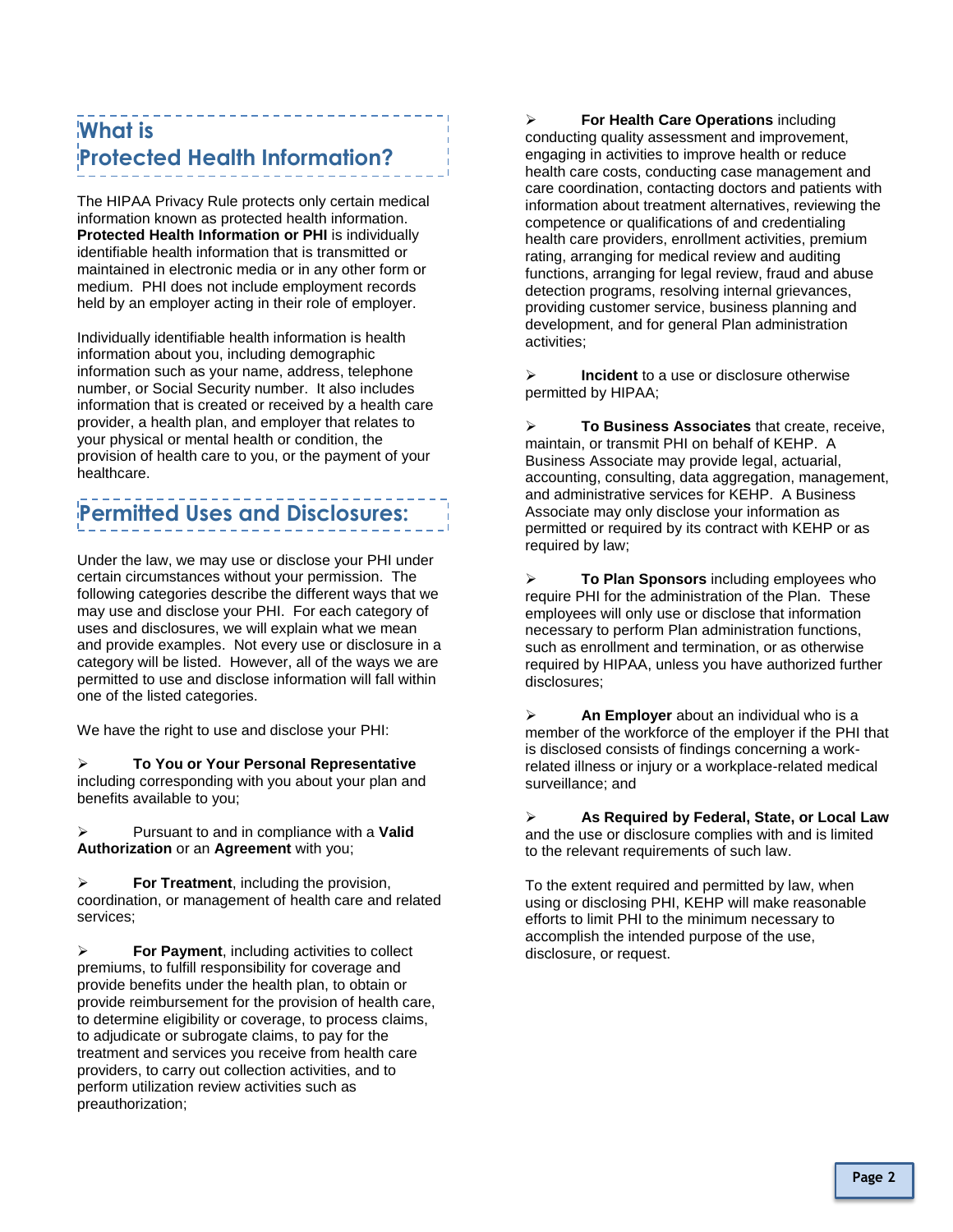## What is Protected Health Information?

The HIPAA Privacy Rule protects only certain medical information known as protected health information. **Protected Health Information or PHI** is individually identifiable health information that is transmitted or maintained in electronic media or in any other form or medium. PHI does not include employment records held by an employer acting in their role of employer.

Individually identifiable health information is health information about you, including demographic information such as your name, address, telephone number, or Social Security number. It also includes information that is created or received by a health care provider, a health plan, and employer that relates to your physical or mental health or condition, the provision of health care to you, or the payment of your healthcare.

## Permitted Uses and Disclosures:

Under the law, we may use or disclose your PHI under certain circumstances without your permission. The following categories describe the different ways that we may use and disclose your PHI. For each category of uses and disclosures, we will explain what we mean and provide examples. Not every use or disclosure in a category will be listed. However, all of the ways we are permitted to use and disclose information will fall within one of the listed categories.

We have the right to use and disclose your PHI:

- **To You or Your Personal Representative** including corresponding with you about your plan and benefits available to you;
- Pursuant to and in compliance with a **Valid Authorization** or an **Agreement** with you;
- **For Treatment**, including the provision, coordination, or management of health care and related services;
- **For Payment**, including activities to collect premiums, to fulfill responsibility for coverage and provide benefits under the health plan, to obtain or provide reimbursement for the provision of health care, to determine eligibility or coverage, to process claims, to adjudicate or subrogate claims, to pay for the treatment and services you receive from health care providers, to carry out collection activities, and to perform utilization review activities such as preauthorization;
- **For Health Care Operations** including conducting quality assessment and improvement, engaging in activities to improve health or reduce health care costs, conducting case management and care coordination, contacting doctors and patients with information about treatment alternatives, reviewing the competence or qualifications of and credentialing health care providers, enrollment activities, premium rating, arranging for medical review and auditing functions, arranging for legal review, fraud and abuse detection programs, resolving internal grievances, providing customer service, business planning and development, and for general Plan administration activities;
- **Incident** to a use or disclosure otherwise permitted by HIPAA;
- **To Business Associates** that create, receive, maintain, or transmit PHI on behalf of KEHP. A Business Associate may provide legal, actuarial, accounting, consulting, data aggregation, management, and administrative services for KEHP. A Business Associate may only disclose your information as permitted or required by its contract with KEHP or as required by law;
- **To Plan Sponsors** including employees who require PHI for the administration of the Plan. These employees will only use or disclose that information necessary to perform Plan administration functions, such as enrollment and termination, or as otherwise required by HIPAA, unless you have authorized further disclosures;
- **An Employer** about an individual who is a member of the workforce of the employer if the PHI that is disclosed consists of findings concerning a work-related illness or injury or a workplace-related medical surveillance; and
- **As Required by Federal, State, or Local Law** and the use or disclosure complies with and is limited to the relevant requirements of such law.

To the extent required and permitted by law, when using or disclosing PHI, KEHP will make reasonable efforts to limit PHI to the minimum necessary to accomplish the intended purpose of the use, disclosure, or request.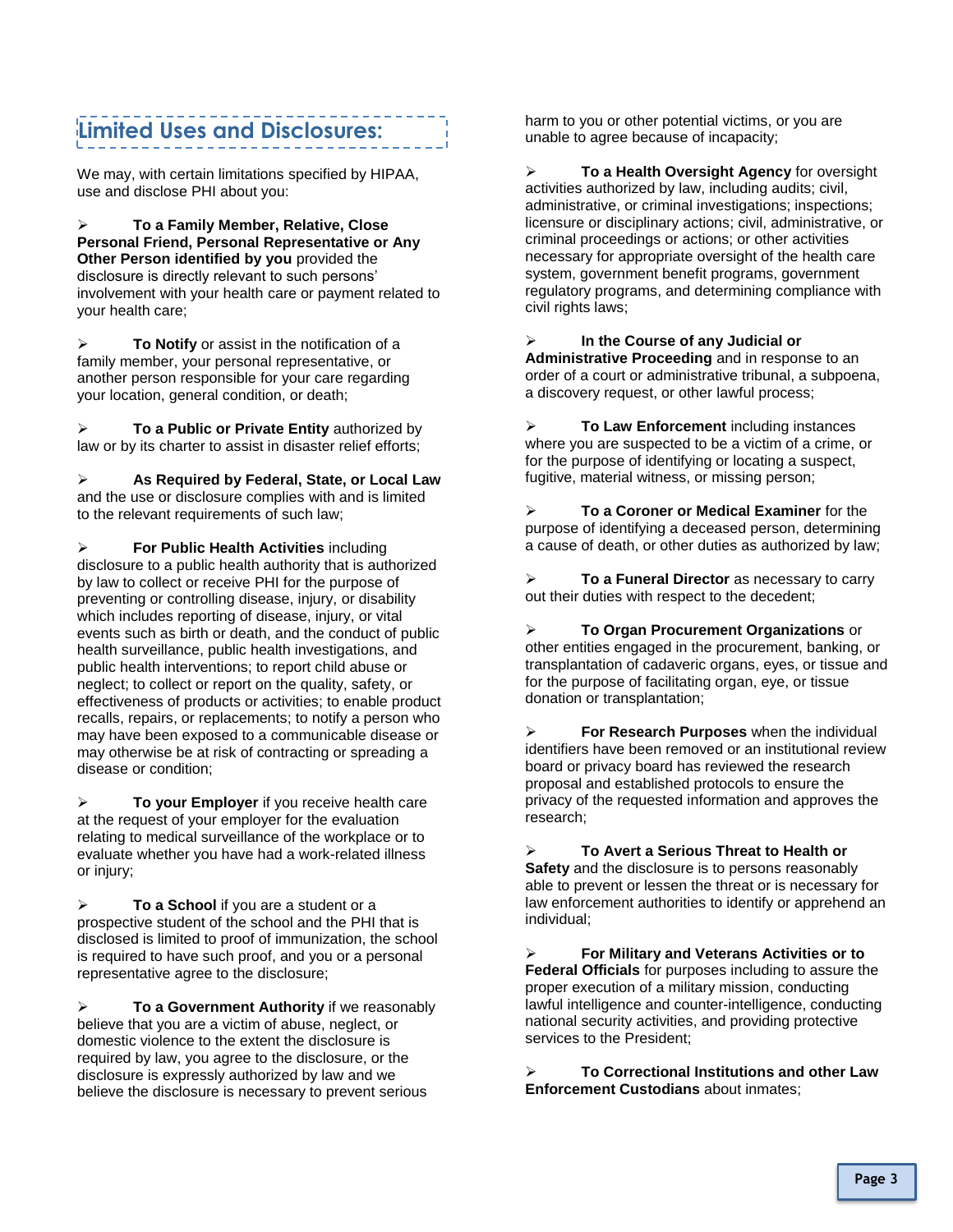## Limited Uses and Disclosures:

We may, with certain limitations specified by HIPAA, use and disclose PHI about you:

- **To a Family Member, Relative, Close Personal Friend, Personal Representative or Any Other Person identified by you** provided the disclosure is directly relevant to such persons' involvement with your health care or payment related to your health care;

- **To Notify** or assist in the notification of a family member, your personal representative, or another person responsible for your care regarding your location, general condition, or death;

- **To a Public or Private Entity** authorized by law or by its charter to assist in disaster relief efforts;

- **As Required by Federal, State, or Local Law** and the use or disclosure complies with and is limited to the relevant requirements of such law;

- **For Public Health Activities** including disclosure to a public health authority that is authorized by law to collect or receive PHI for the purpose of preventing or controlling disease, injury, or disability which includes reporting of disease, injury, or vital events such as birth or death, and the conduct of public health surveillance, public health investigations, and public health interventions; to report child abuse or neglect; to collect or report on the quality, safety, or effectiveness of products or activities; to enable product recalls, repairs, or replacements; to notify a person who may have been exposed to a communicable disease or may otherwise be at risk of contracting or spreading a disease or condition;

- **To your Employer** if you receive health care at the request of your employer for the evaluation relating to medical surveillance of the workplace or to evaluate whether you have had a work-related illness or injury;

- **To a School** if you are a student or a prospective student of the school and the PHI that is disclosed is limited to proof of immunization, the school is required to have such proof, and you or a personal representative agree to the disclosure;

- **To a Government Authority** if we reasonably believe that you are a victim of abuse, neglect, or domestic violence to the extent the disclosure is required by law, you agree to the disclosure, or the disclosure is expressly authorized by law and we believe the disclosure is necessary to prevent serious harm to you or other potential victims, or you are unable to agree because of incapacity;

- **To a Health Oversight Agency** for oversight activities authorized by law, including audits; civil, administrative, or criminal investigations; inspections; licensure or disciplinary actions; civil, administrative, or criminal proceedings or actions; or other activities necessary for appropriate oversight of the health care system, government benefit programs, government regulatory programs, and determining compliance with civil rights laws;

- **In the Course of any Judicial or Administrative Proceeding** and in response to an order of a court or administrative tribunal, a subpoena, a discovery request, or other lawful process;

- **To Law Enforcement** including instances where you are suspected to be a victim of a crime, or for the purpose of identifying or locating a suspect, fugitive, material witness, or missing person;

- **To a Coroner or Medical Examiner** for the purpose of identifying a deceased person, determining a cause of death, or other duties as authorized by law;

- **To a Funeral Director** as necessary to carry out their duties with respect to the decedent;

- **To Organ Procurement Organizations** or other entities engaged in the procurement, banking, or transplantation of cadaveric organs, eyes, or tissue and for the purpose of facilitating organ, eye, or tissue donation or transplantation;

- **For Research Purposes** when the individual identifiers have been removed or an institutional review board or privacy board has reviewed the research proposal and established protocols to ensure the privacy of the requested information and approves the research;

- **To Avert a Serious Threat to Health or Safety** and the disclosure is to persons reasonably able to prevent or lessen the threat or is necessary for law enforcement authorities to identify or apprehend an individual;

- **For Military and Veterans Activities or to Federal Officials** for purposes including to assure the proper execution of a military mission, conducting lawful intelligence and counter-intelligence, conducting national security activities, and providing protective services to the President;

- **To Correctional Institutions and other Law Enforcement Custodians** about inmates;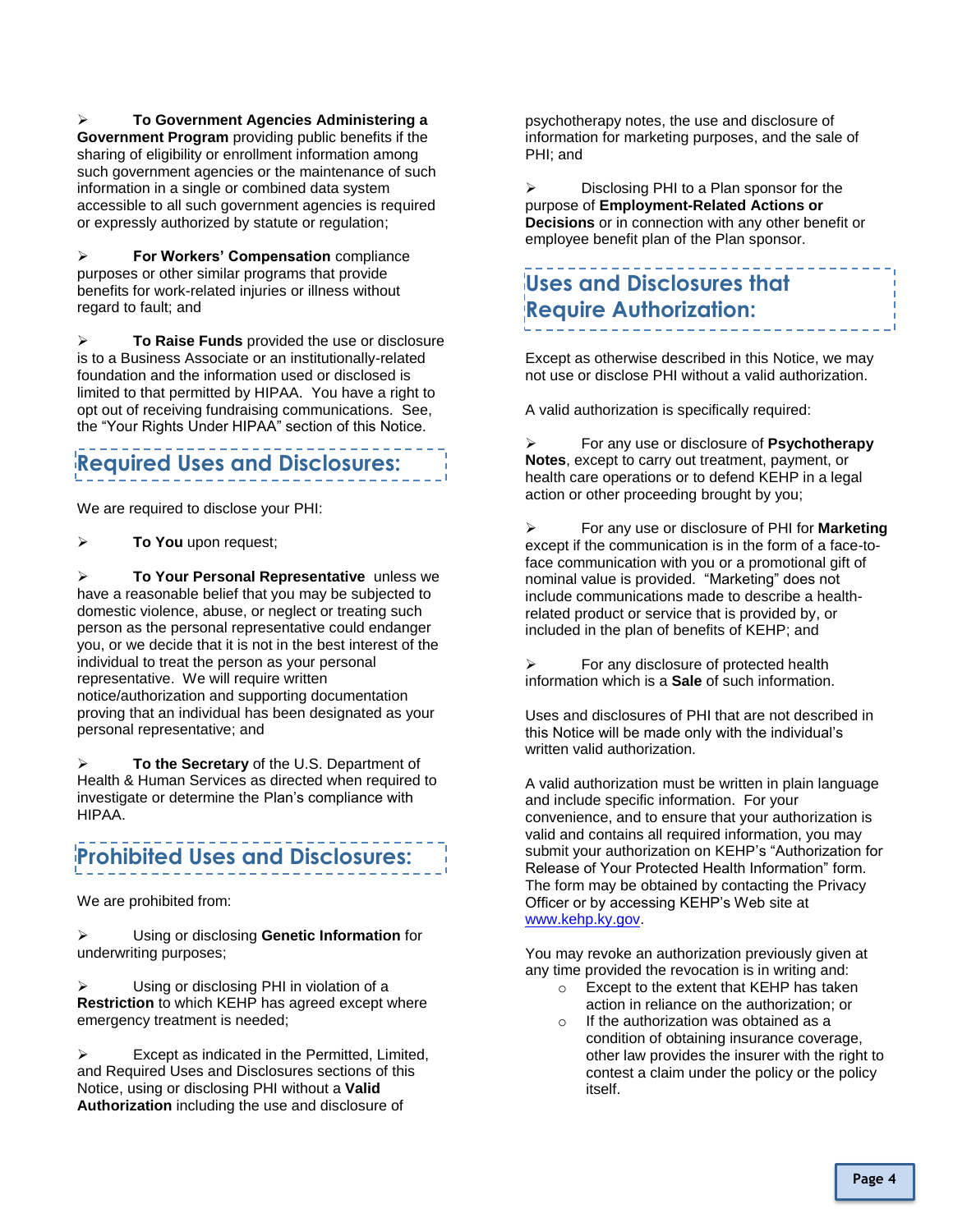- **To Government Agencies Administering a Government Program** providing public benefits if the sharing of eligibility or enrollment information among such government agencies or the maintenance of such information in a single or combined data system accessible to all such government agencies is required or expressly authorized by statute or regulation;

- **For Workers' Compensation** compliance purposes or other similar programs that provide benefits for work-related injuries or illness without regard to fault; and

- **To Raise Funds** provided the use or disclosure is to a Business Associate or an institutionally-related foundation and the information used or disclosed is limited to that permitted by HIPAA. You have a right to opt out of receiving fundraising communications. See, the "Your Rights Under HIPAA" section of this Notice.

## Required Uses and Disclosures:

We are required to disclose your PHI:

- **To You** upon request;

- **To Your Personal Representative** unless we have a reasonable belief that you may be subjected to domestic violence, abuse, or neglect or treating such person as the personal representative could endanger you, or we decide that it is not in the best interest of the individual to treat the person as your personal representative. We will require written notice/authorization and supporting documentation proving that an individual has been designated as your personal representative; and

- **To the Secretary** of the U.S. Department of Health & Human Services as directed when required to investigate or determine the Plan's compliance with HIPAA.

## Prohibited Uses and Disclosures:

We are prohibited from:

- Using or disclosing **Genetic Information** for underwriting purposes;

- Using or disclosing PHI in violation of a **Restriction** to which KEHP has agreed except where emergency treatment is needed;

- Except as indicated in the Permitted, Limited, and Required Uses and Disclosures sections of this Notice, using or disclosing PHI without a **Valid Authorization** including the use and disclosure of psychotherapy notes, the use and disclosure of information for marketing purposes, and the sale of PHI; and

- Disclosing PHI to a Plan sponsor for the purpose of **Employment-Related Actions or Decisions** or in connection with any other benefit or employee benefit plan of the Plan sponsor.

## Uses and Disclosures that Require Authorization:

Except as otherwise described in this Notice, we may not use or disclose PHI without a valid authorization.

A valid authorization is specifically required:

- For any use or disclosure of **Psychotherapy Notes**, except to carry out treatment, payment, or health care operations or to defend KEHP in a legal action or other proceeding brought by you;

- For any use or disclosure of PHI for **Marketing** except if the communication is in the form of a face-to-face communication with you or a promotional gift of nominal value is provided. "Marketing" does not include communications made to describe a health-related product or service that is provided by, or included in the plan of benefits of KEHP; and

- For any disclosure of protected health information which is a **Sale** of such information.

Uses and disclosures of PHI that are not described in this Notice will be made only with the individual's written valid authorization.

A valid authorization must be written in plain language and include specific information. For your convenience, and to ensure that your authorization is valid and contains all required information, you may submit your authorization on KEHP's "Authorization for Release of Your Protected Health Information" form. The form may be obtained by contacting the Privacy Officer or by accessing KEHP's Web site at www.kehp.ky.gov.

You may revoke an authorization previously given at any time provided the revocation is in writing and:

- Except to the extent that KEHP has taken action in reliance on the authorization; or
- If the authorization was obtained as a condition of obtaining insurance coverage, other law provides the insurer with the right to contest a claim under the policy or the policy itself.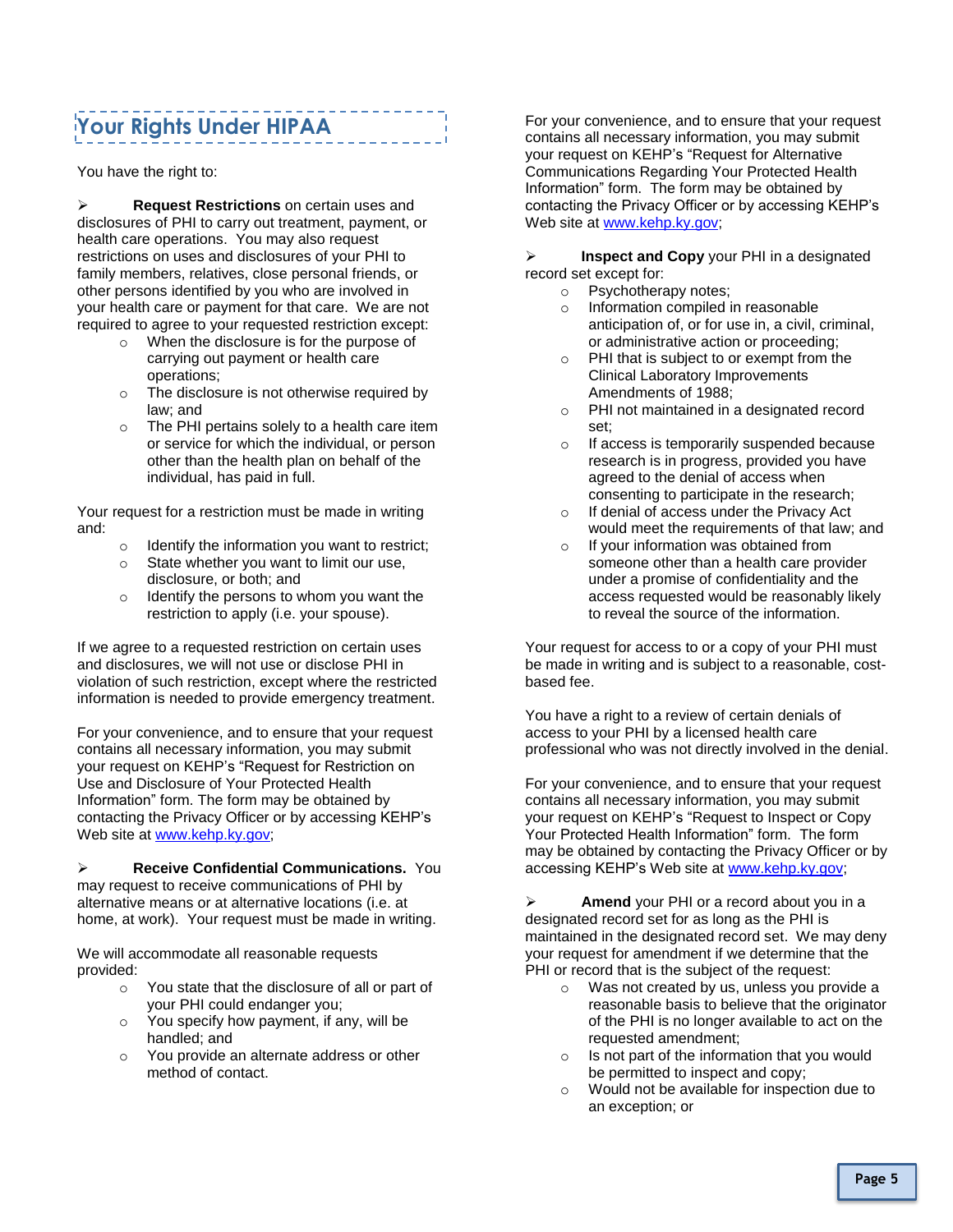## Your Rights Under HIPAA

You have the right to:

- **Request Restrictions** on certain uses and disclosures of PHI to carry out treatment, payment, or health care operations. You may also request restrictions on uses and disclosures of your PHI to family members, relatives, close personal friends, or other persons identified by you who are involved in your health care or payment for that care. We are not required to agree to your requested restriction except:
  - When the disclosure is for the purpose of carrying out payment or health care operations;
  - The disclosure is not otherwise required by law; and
  - The PHI pertains solely to a health care item or service for which the individual, or person other than the health plan on behalf of the individual, has paid in full.

Your request for a restriction must be made in writing and:

- Identify the information you want to restrict;
- State whether you want to limit our use, disclosure, or both; and
- Identify the persons to whom you want the restriction to apply (i.e. your spouse).

If we agree to a requested restriction on certain uses and disclosures, we will not use or disclose PHI in violation of such restriction, except where the restricted information is needed to provide emergency treatment.

For your convenience, and to ensure that your request contains all necessary information, you may submit your request on KEHP's "Request for Restriction on Use and Disclosure of Your Protected Health Information" form. The form may be obtained by contacting the Privacy Officer or by accessing KEHP's Web site at www.kehp.ky.gov;

- **Receive Confidential Communications.** You may request to receive communications of PHI by alternative means or at alternative locations (i.e. at home, at work). Your request must be made in writing.

We will accommodate all reasonable requests provided:

- You state that the disclosure of all or part of your PHI could endanger you;
- You specify how payment, if any, will be handled; and
- You provide an alternate address or other method of contact.

For your convenience, and to ensure that your request contains all necessary information, you may submit your request on KEHP's "Request for Alternative Communications Regarding Your Protected Health Information" form. The form may be obtained by contacting the Privacy Officer or by accessing KEHP's Web site at www.kehp.ky.gov;

- **Inspect and Copy** your PHI in a designated record set except for:
  - Psychotherapy notes;
  - Information compiled in reasonable anticipation of, or for use in, a civil, criminal, or administrative action or proceeding;
  - PHI that is subject to or exempt from the Clinical Laboratory Improvements Amendments of 1988;
  - PHI not maintained in a designated record set;
  - If access is temporarily suspended because research is in progress, provided you have agreed to the denial of access when consenting to participate in the research;
  - If denial of access under the Privacy Act would meet the requirements of that law; and
  - If your information was obtained from someone other than a health care provider under a promise of confidentiality and the access requested would be reasonably likely to reveal the source of the information.

Your request for access to or a copy of your PHI must be made in writing and is subject to a reasonable, cost-based fee.

You have a right to a review of certain denials of access to your PHI by a licensed health care professional who was not directly involved in the denial.

For your convenience, and to ensure that your request contains all necessary information, you may submit your request on KEHP's "Request to Inspect or Copy Your Protected Health Information" form. The form may be obtained by contacting the Privacy Officer or by accessing KEHP's Web site at www.kehp.ky.gov;

- **Amend** your PHI or a record about you in a designated record set for as long as the PHI is maintained in the designated record set. We may deny your request for amendment if we determine that the PHI or record that is the subject of the request:
  - Was not created by us, unless you provide a reasonable basis to believe that the originator of the PHI is no longer available to act on the requested amendment;
  - Is not part of the information that you would be permitted to inspect and copy;
  - Would not be available for inspection due to an exception; or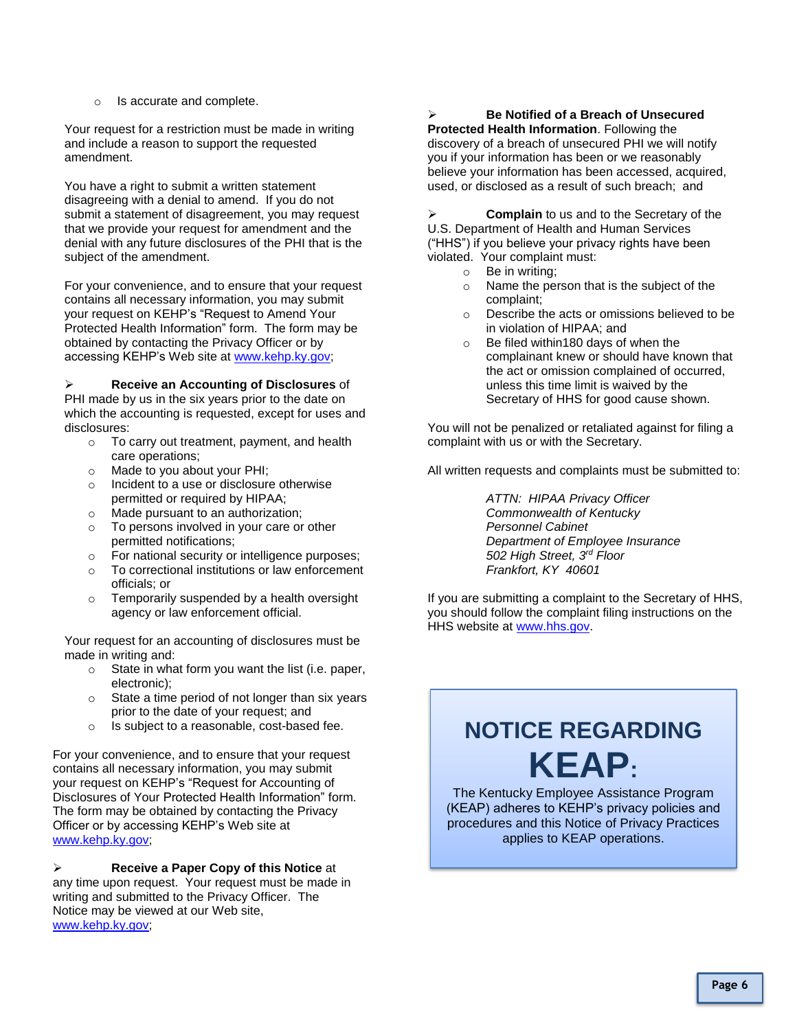- Is accurate and complete.

Your request for a restriction must be made in writing and include a reason to support the requested amendment.

You have a right to submit a written statement disagreeing with a denial to amend. If you do not submit a statement of disagreement, you may request that we provide your request for amendment and the denial with any future disclosures of the PHI that is the subject of the amendment.

For your convenience, and to ensure that your request contains all necessary information, you may submit your request on KEHP's "Request to Amend Your Protected Health Information" form. The form may be obtained by contacting the Privacy Officer or by accessing KEHP's Web site at www.kehp.ky.gov;

➢ **Receive an Accounting of Disclosures** of PHI made by us in the six years prior to the date on which the accounting is requested, except for uses and disclosures:

- To carry out treatment, payment, and health care operations;
- Made to you about your PHI;
- Incident to a use or disclosure otherwise permitted or required by HIPAA;
- Made pursuant to an authorization;
- To persons involved in your care or other permitted notifications;
- For national security or intelligence purposes;
- To correctional institutions or law enforcement officials; or
- Temporarily suspended by a health oversight agency or law enforcement official.

Your request for an accounting of disclosures must be made in writing and:

- State in what form you want the list (i.e. paper, electronic);
- State a time period of not longer than six years prior to the date of your request; and
- Is subject to a reasonable, cost-based fee.

For your convenience, and to ensure that your request contains all necessary information, you may submit your request on KEHP's "Request for Accounting of Disclosures of Your Protected Health Information" form. The form may be obtained by contacting the Privacy Officer or by accessing KEHP's Web site at www.kehp.ky.gov;

➢ **Receive a Paper Copy of this Notice** at any time upon request. Your request must be made in writing and submitted to the Privacy Officer. The Notice may be viewed at our Web site, www.kehp.ky.gov;

➢ **Be Notified of a Breach of Unsecured Protected Health Information**. Following the discovery of a breach of unsecured PHI we will notify you if your information has been or we reasonably believe your information has been accessed, acquired, used, or disclosed as a result of such breach; and

➢ **Complain** to us and to the Secretary of the U.S. Department of Health and Human Services ("HHS") if you believe your privacy rights have been violated. Your complaint must:

- Be in writing;
- Name the person that is the subject of the complaint;
- Describe the acts or omissions believed to be in violation of HIPAA; and
- Be filed within180 days of when the complainant knew or should have known that the act or omission complained of occurred, unless this time limit is waived by the Secretary of HHS for good cause shown.

You will not be penalized or retaliated against for filing a complaint with us or with the Secretary.

All written requests and complaints must be submitted to:

*ATTN: HIPAA Privacy Officer*
*Commonwealth of Kentucky*
*Personnel Cabinet*
*Department of Employee Insurance*
*502 High Street, 3rd Floor*
*Frankfort, KY 40601*

If you are submitting a complaint to the Secretary of HHS, you should follow the complaint filing instructions on the HHS website at www.hhs.gov.

## NOTICE REGARDING KEAP:

The Kentucky Employee Assistance Program (KEAP) adheres to KEHP's privacy policies and procedures and this Notice of Privacy Practices applies to KEAP operations.